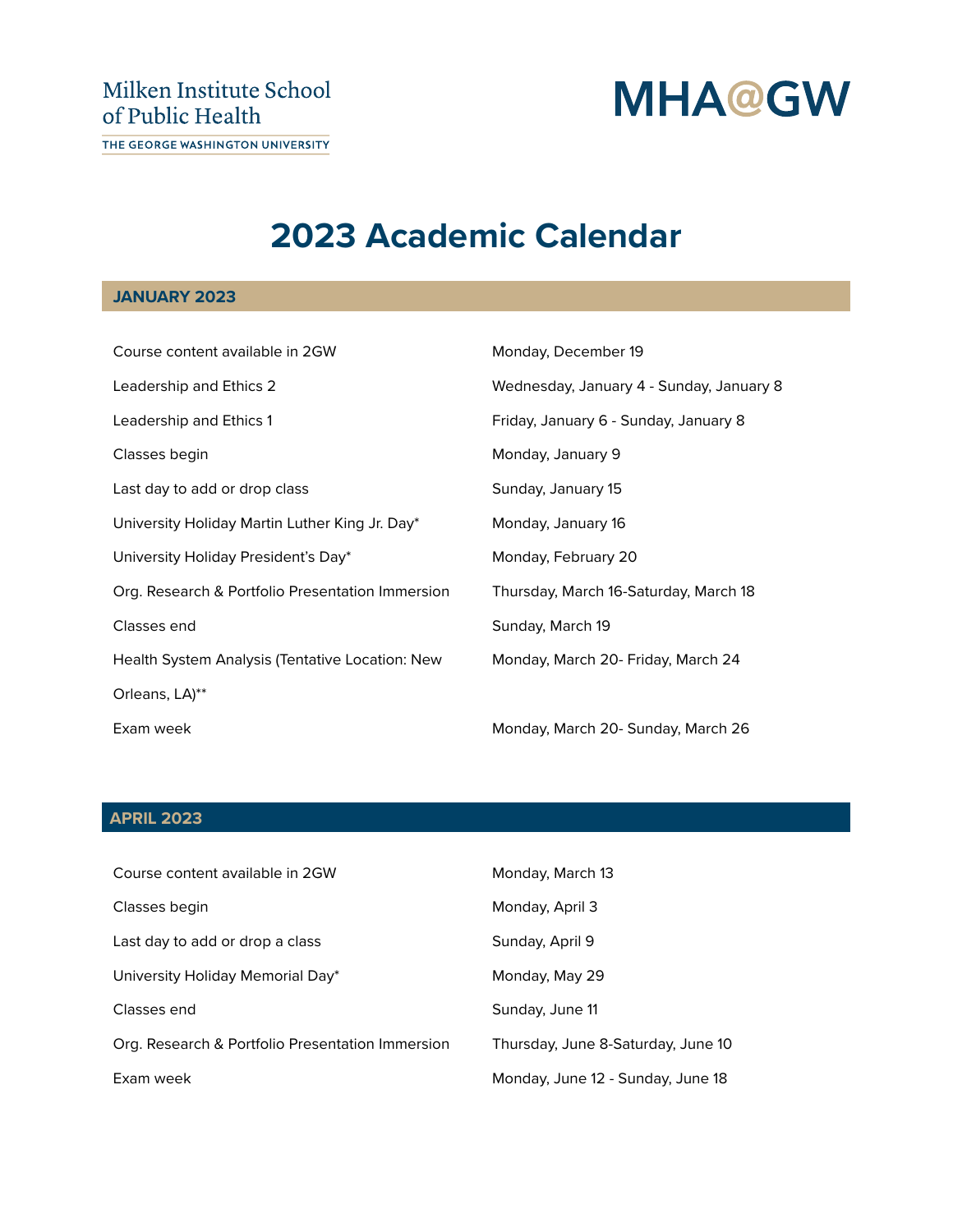Milken Institute School of Public Health
THE GEORGE WASHINGTON UNIVERSITY

MHA@GW

# 2023 Academic Calendar

## JANUARY 2023

| | |
|---|---|
| Course content available in 2GW | Monday, December 19 |
| Leadership and Ethics 2 | Wednesday, January 4 - Sunday, January 8 |
| Leadership and Ethics 1 | Friday, January 6 - Sunday, January 8 |
| Classes begin | Monday, January 9 |
| Last day to add or drop class | Sunday, January 15 |
| University Holiday Martin Luther King Jr. Day* | Monday, January 16 |
| University Holiday President's Day* | Monday, February 20 |
| Org. Research & Portfolio Presentation Immersion | Thursday, March 16-Saturday, March 18 |
| Classes end | Sunday, March 19 |
| Health System Analysis (Tentative Location: New Orleans, LA)** | Monday, March 20- Friday, March 24 |
| Exam week | Monday, March 20- Sunday, March 26 |

## APRIL 2023

| | |
|---|---|
| Course content available in 2GW | Monday, March 13 |
| Classes begin | Monday, April 3 |
| Last day to add or drop a class | Sunday, April 9 |
| University Holiday Memorial Day* | Monday, May 29 |
| Classes end | Sunday, June 11 |
| Org. Research & Portfolio Presentation Immersion | Thursday, June 8-Saturday, June 10 |
| Exam week | Monday, June 12 - Sunday, June 18 |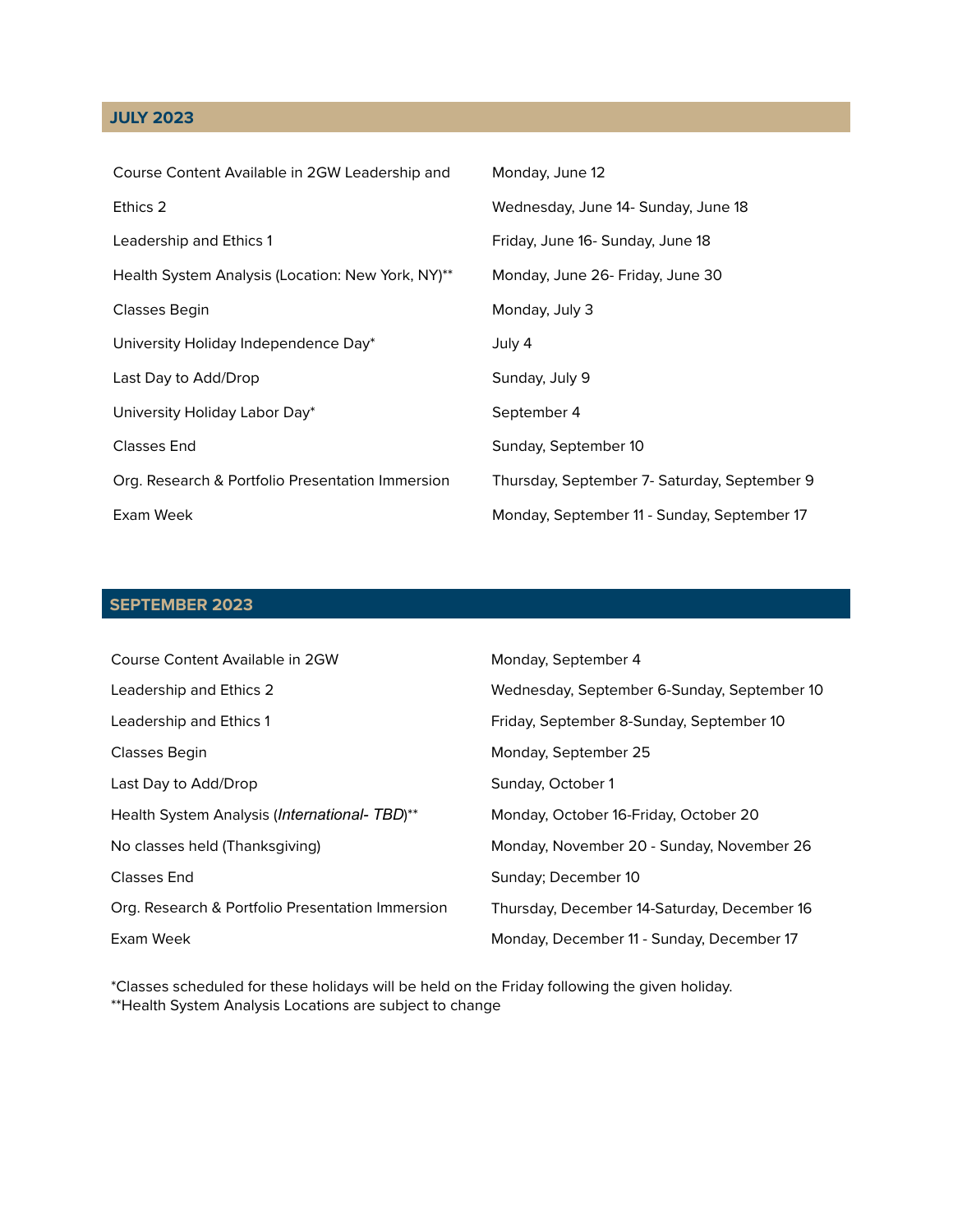## JULY 2023

| | |
|---|---|
| Course Content Available in 2GW Leadership and | Monday, June 12 |
| Ethics 2 | Wednesday, June 14- Sunday, June 18 |
| Leadership and Ethics 1 | Friday, June 16- Sunday, June 18 |
| Health System Analysis (Location: New York, NY)** | Monday, June 26- Friday, June 30 |
| Classes Begin | Monday, July 3 |
| University Holiday Independence Day* | July 4 |
| Last Day to Add/Drop | Sunday, July 9 |
| University Holiday Labor Day* | September 4 |
| Classes End | Sunday, September 10 |
| Org. Research & Portfolio Presentation Immersion | Thursday, September 7- Saturday, September 9 |
| Exam Week | Monday, September 11 - Sunday, September 17 |

## SEPTEMBER 2023

| | |
|---|---|
| Course Content Available in 2GW | Monday, September 4 |
| Leadership and Ethics 2 | Wednesday, September 6-Sunday, September 10 |
| Leadership and Ethics 1 | Friday, September 8-Sunday, September 10 |
| Classes Begin | Monday, September 25 |
| Last Day to Add/Drop | Sunday, October 1 |
| Health System Analysis (*International- TBD*)** | Monday, October 16-Friday, October 20 |
| No classes held (Thanksgiving) | Monday, November 20 - Sunday, November 26 |
| Classes End | Sunday; December 10 |
| Org. Research & Portfolio Presentation Immersion | Thursday, December 14-Saturday, December 16 |
| Exam Week | Monday, December 11 - Sunday, December 17 |

*Classes scheduled for these holidays will be held on the Friday following the given holiday.
**Health System Analysis Locations are subject to change